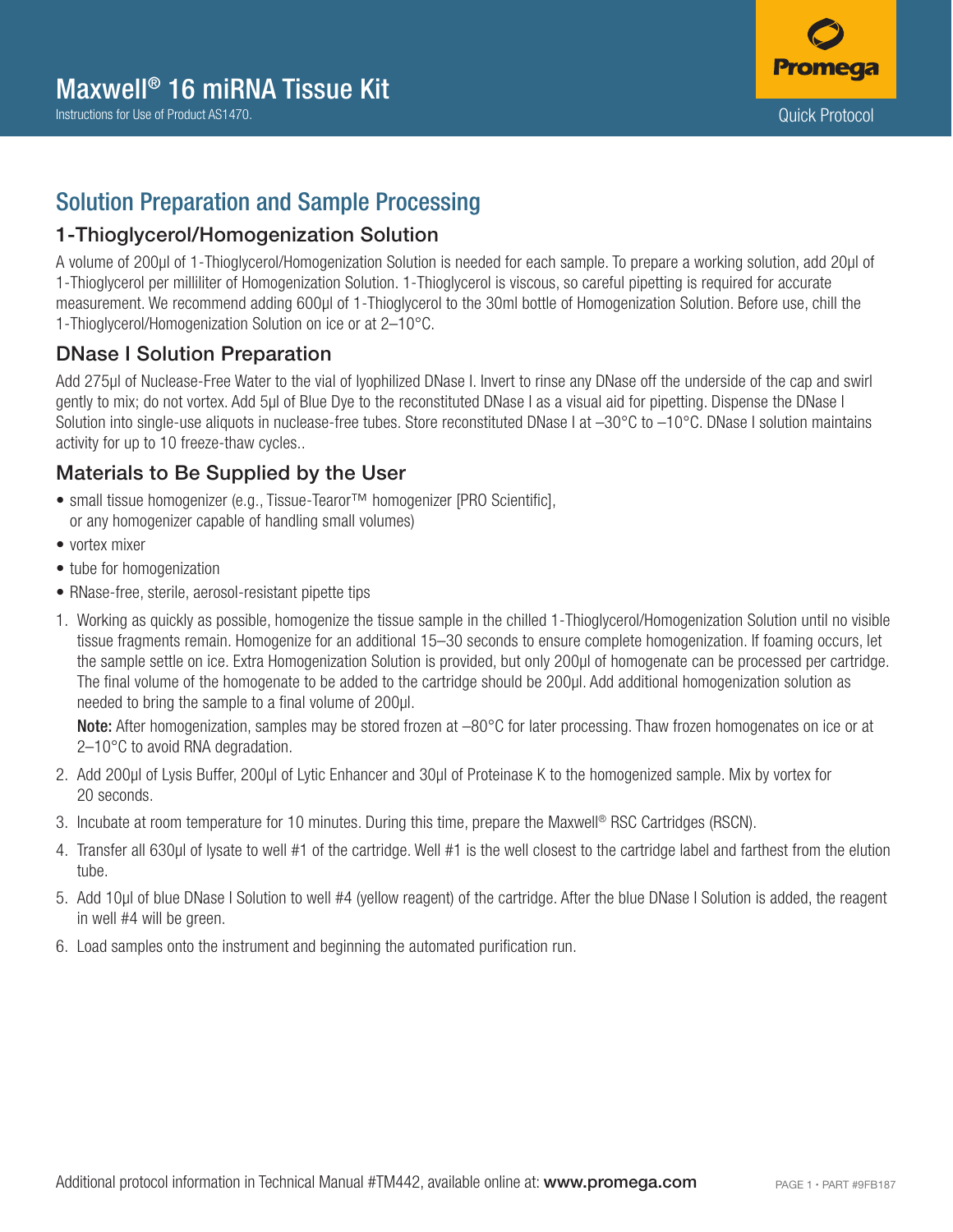# Maxwell® 16 miRNA Tissue Kit

Instructions for Use of Product AS1470.

Quick Protocol

## Solution Preparation and Sample Processing

### 1-Thioglycerol/Homogenization Solution

A volume of 200µl of 1-Thioglycerol/Homogenization Solution is needed for each sample. To prepare a working solution, add 20µl of 1-Thioglycerol per milliliter of Homogenization Solution. 1-Thioglycerol is viscous, so careful pipetting is required for accurate measurement. We recommend adding 600µl of 1-Thioglycerol to the 30ml bottle of Homogenization Solution. Before use, chill the 1-Thioglycerol/Homogenization Solution on ice or at 2–10°C.

### DNase I Solution Preparation

Add 275µl of Nuclease-Free Water to the vial of lyophilized DNase I. Invert to rinse any DNase off the underside of the cap and swirl gently to mix; do not vortex. Add 5µl of Blue Dye to the reconstituted DNase I as a visual aid for pipetting. Dispense the DNase I Solution into single-use aliquots in nuclease-free tubes. Store reconstituted DNase I at –30°C to –10°C. DNase I solution maintains activity for up to 10 freeze-thaw cycles..

### Materials to Be Supplied by the User

- small tissue homogenizer (e.g., Tissue-Tearor™ homogenizer [PRO Scientific], or any homogenizer capable of handling small volumes)
- vortex mixer
- tube for homogenization
- RNase-free, sterile, aerosol-resistant pipette tips

1. Working as quickly as possible, homogenize the tissue sample in the chilled 1-Thioglycerol/Homogenization Solution until no visible tissue fragments remain. Homogenize for an additional 15–30 seconds to ensure complete homogenization. If foaming occurs, let the sample settle on ice. Extra Homogenization Solution is provided, but only 200µl of homogenate can be processed per cartridge. The final volume of the homogenate to be added to the cartridge should be 200µl. Add additional homogenization solution as needed to bring the sample to a final volume of 200µl.

   **Note:** After homogenization, samples may be stored frozen at –80°C for later processing. Thaw frozen homogenates on ice or at 2–10°C to avoid RNA degradation.

2. Add 200µl of Lysis Buffer, 200µl of Lytic Enhancer and 30µl of Proteinase K to the homogenized sample. Mix by vortex for 20 seconds.
3. Incubate at room temperature for 10 minutes. During this time, prepare the Maxwell® RSC Cartridges (RSCN).
4. Transfer all 630µl of lysate to well #1 of the cartridge. Well #1 is the well closest to the cartridge label and farthest from the elution tube.
5. Add 10µl of blue DNase I Solution to well #4 (yellow reagent) of the cartridge. After the blue DNase I Solution is added, the reagent in well #4 will be green.
6. Load samples onto the instrument and beginning the automated purification run.

Additional protocol information in Technical Manual #TM442, available online at: **www.promega.com**

PART #9FB187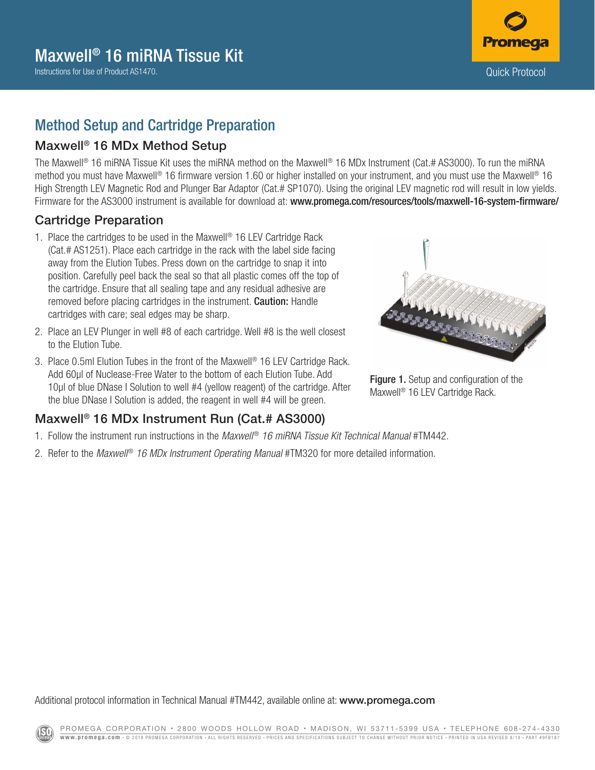# Maxwell® 16 miRNA Tissue Kit

Instructions for Use of Product AS1470.

Quick Protocol

## Method Setup and Cartridge Preparation

### Maxwell® 16 MDx Method Setup

The Maxwell® 16 miRNA Tissue Kit uses the miRNA method on the Maxwell® 16 MDx Instrument (Cat.# AS3000). To run the miRNA method you must have Maxwell® 16 firmware version 1.60 or higher installed on your instrument, and you must use the Maxwell® 16 High Strength LEV Magnetic Rod and Plunger Bar Adaptor (Cat.# SP1070). Using the original LEV magnetic rod will result in low yields. Firmware for the AS3000 instrument is available for download at: **www.promega.com/resources/tools/maxwell-16-system-firmware/**

### Cartridge Preparation

1. Place the cartridges to be used in the Maxwell® 16 LEV Cartridge Rack (Cat.# AS1251). Place each cartridge in the rack with the label side facing away from the Elution Tubes. Press down on the cartridge to snap it into position. Carefully peel back the seal so that all plastic comes off the top of the cartridge. Ensure that all sealing tape and any residual adhesive are removed before placing cartridges in the instrument. **Caution:** Handle cartridges with care; seal edges may be sharp.
2. Place an LEV Plunger in well #8 of each cartridge. Well #8 is the well closest to the Elution Tube.
3. Place 0.5ml Elution Tubes in the front of the Maxwell® 16 LEV Cartridge Rack. Add 60µl of Nuclease-Free Water to the bottom of each Elution Tube. Add 10µl of blue DNase I Solution to well #4 (yellow reagent) of the cartridge. After the blue DNase I Solution is added, the reagent in well #4 will be green.

**Figure 1.** Setup and configuration of the Maxwell® 16 LEV Cartridge Rack.

### Maxwell® 16 MDx Instrument Run (Cat.# AS3000)

1. Follow the instrument run instructions in the *Maxwell® 16 miRNA Tissue Kit Technical Manual* #TM442.
2. Refer to the *Maxwell® 16 MDx Instrument Operating Manual* #TM320 for more detailed information.

Additional protocol information in Technical Manual #TM442, available online at: **www.promega.com**

PROMEGA CORPORATION • 2800 WOODS HOLLOW ROAD • MADISON, WI 53711-5399 USA • TELEPHONE 608-274-4330
www.promega.com • © 2019 PROMEGA CORPORATION • ALL RIGHTS RESERVED • PRICES AND SPECIFICATIONS SUBJECT TO CHANGE WITHOUT PRIOR NOTICE • PRINTED IN USA REVISED 8/19 • PART #9FB187